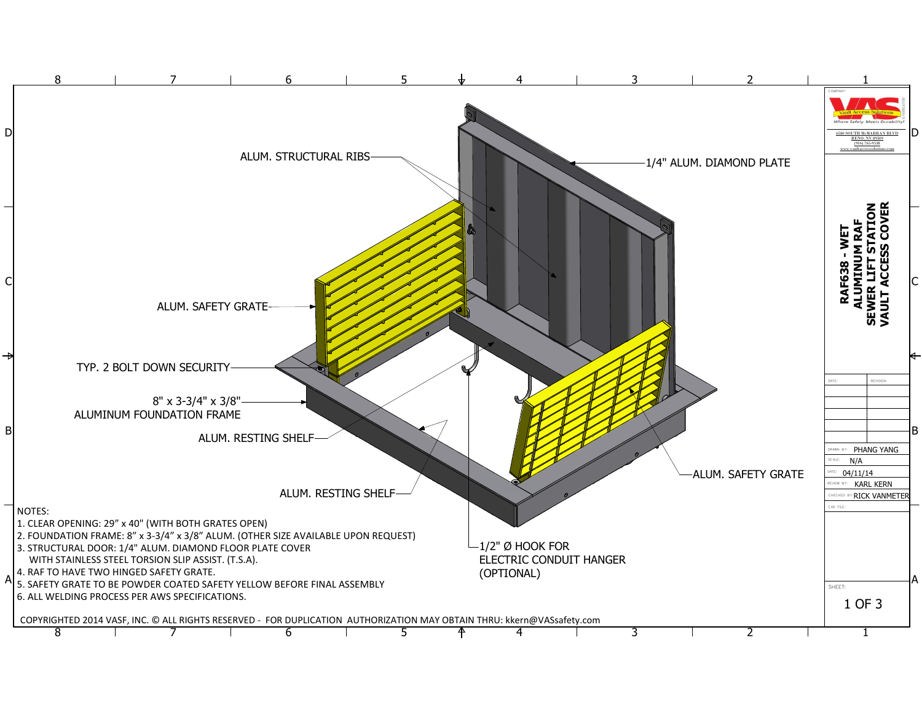# RAF638 - WET ALUMINUM RAF SEWER LIFT STATION VAULT ACCESS COVER

ALUM. STRUCTURAL RIBS

1/4" ALUM. DIAMOND PLATE

ALUM. SAFETY GRATE

TYP. 2 BOLT DOWN SECURITY

8" x 3-3/4" x 3/8" ALUMINUM FOUNDATION FRAME

ALUM. RESTING SHELF

ALUM. RESTING SHELF

ALUM. SAFETY GRATE

1/2" Ø HOOK FOR ELECTRIC CONDUIT HANGER (OPTIONAL)

NOTES:

1. CLEAR OPENING: 29" x 40" (WITH BOTH GRATES OPEN)
2. FOUNDATION FRAME: 8" x 3-3/4" x 3/8" ALUM. (OTHER SIZE AVAILABLE UPON REQUEST)
3. STRUCTURAL DOOR: 1/4" ALUM. DIAMOND FLOOR PLATE COVER WITH STAINLESS STEEL TORSION SLIP ASSIST. (T.S.A).
4. RAF TO HAVE TWO HINGED SAFETY GRATE.
5. SAFETY GRATE TO BE POWDER COATED SAFETY YELLOW BEFORE FINAL ASSEMBLY
6. ALL WELDING PROCESS PER AWS SPECIFICATIONS.

COPYRIGHTED 2014 VASF, INC. © ALL RIGHTS RESERVED - FOR DUPLICATION AUTHORIZATION MAY OBTAIN THRU: kkern@VASsafety.com

COMPANY: Vault Access Solutions — Where Safety Meets Durability!
6580 SOUTH McCARRAN BLVD
RENO, NV 89509
(916) 765-9548
www.vaultaccesssolutions.com

| DATE: | REVISION: |
|---|---|
| | |
| | |
| | |
| | |

DRAWN BY: PHANG YANG
SCALE: N/A
DATE: 04/11/14
REVIEW BY: KARL KERN
CHECKED BY: RICK VANMETER
CAD FILE: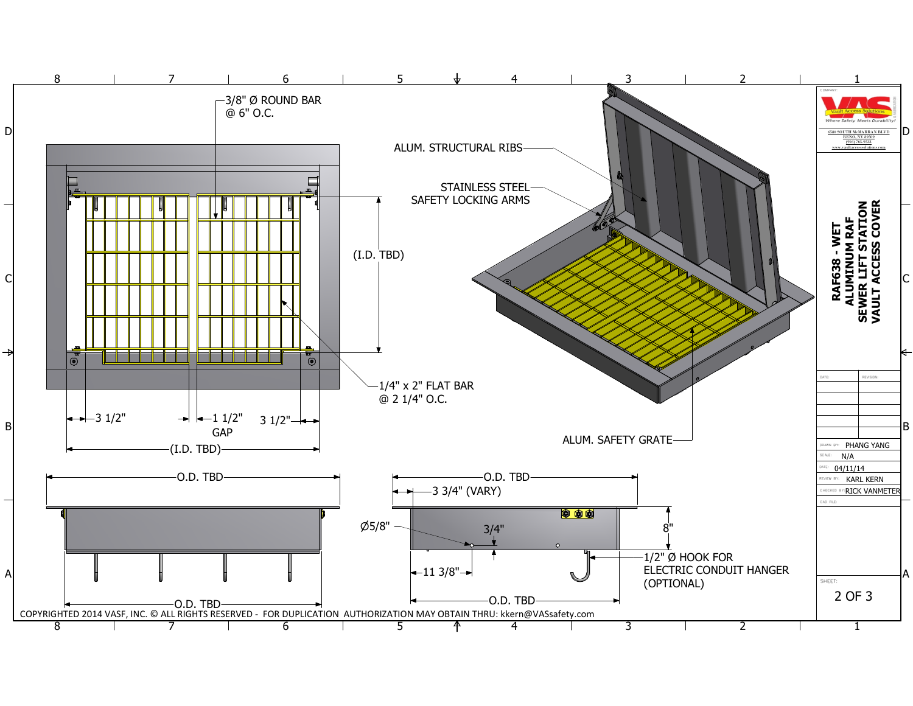3/8" Ø ROUND BAR
@ 6" O.C.

ALUM. STRUCTURAL RIBS

STAINLESS STEEL
SAFETY LOCKING ARMS

(I.D. TBD)

1/4" x 2" FLAT BAR
@ 2 1/4" O.C.

3 1/2"

1 1/2"
GAP

3 1/2"

(I.D. TBD)

ALUM. SAFETY GRATE

O.D. TBD

O.D. TBD

3 3/4" (VARY)

Ø5/8"

3/4"

8"

11 3/8"

1/2" Ø HOOK FOR
ELECTRIC CONDUIT HANGER
(OPTIONAL)

O.D. TBD

O.D. TBD

COPYRIGHTED 2014 VASF, INC. © ALL RIGHTS RESERVED - FOR DUPLICATION AUTHORIZATION MAY OBTAIN THRU: kkern@VASsafety.com

COMPANY:

Vault Access Solutions
*Where Safety Meets Durability!*

6580 SOUTH McCARRAN BLVD
RENO, NV 89509
(866) 765-9538
www.vaultaccesssolutions.com

**RAF638 - WET
ALUMINUM RAF
SEWER LIFT STATION
VAULT ACCESS COVER**

| DATE: | REVISION: |
|---|---|
| | |
| | |
| | |
| | |
| | |

DRAWN BY: PHANG YANG
SCALE: N/A
DATE: 04/11/14
REVIEW BY: KARL KERN
CHECKED BY: RICK VANMETER
CAD FILE:

SHEET:
2 OF 3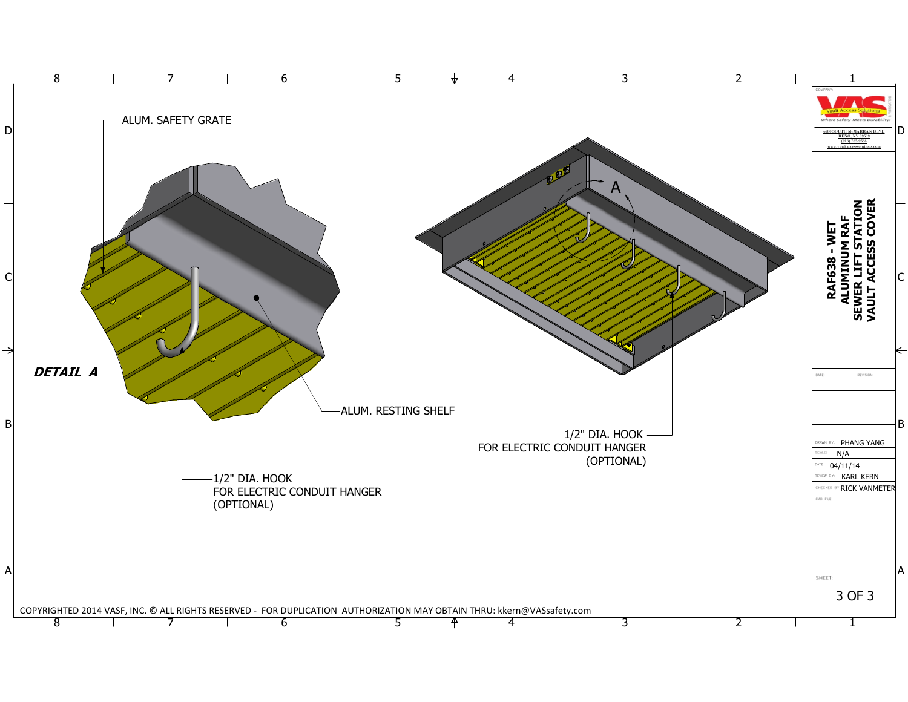# RAF638 - WET ALUMINUM RAF SEWER LIFT STATION VAULT ACCESS COVER

***DETAIL A***

ALUM. SAFETY GRATE

ALUM. RESTING SHELF

1/2" DIA. HOOK
FOR ELECTRIC CONDUIT HANGER
(OPTIONAL)

A

1/2" DIA. HOOK
FOR ELECTRIC CONDUIT HANGER
(OPTIONAL)

COMPANY:

Vault Access Solutions
Where Safety Meets Durability!
6580 SOUTH McCARRAN BLVD
RENO, NV 89509
(916) 765-9548
www.vaultaccesssolutions.com

| DATE: | REVISION: |
| --- | --- |
| | |
| | |
| | |
| | |
| | |

DRAWN BY: PHANG YANG
SCALE: N/A
DATE: 04/11/14
REVIEW BY: KARL KERN
CHECKED BY: RICK VANMETER
CAD FILE:

SHEET: 3 OF 3

COPYRIGHTED 2014 VASF, INC. © ALL RIGHTS RESERVED - FOR DUPLICATION AUTHORIZATION MAY OBTAIN THRU: kkern@VASsafety.com